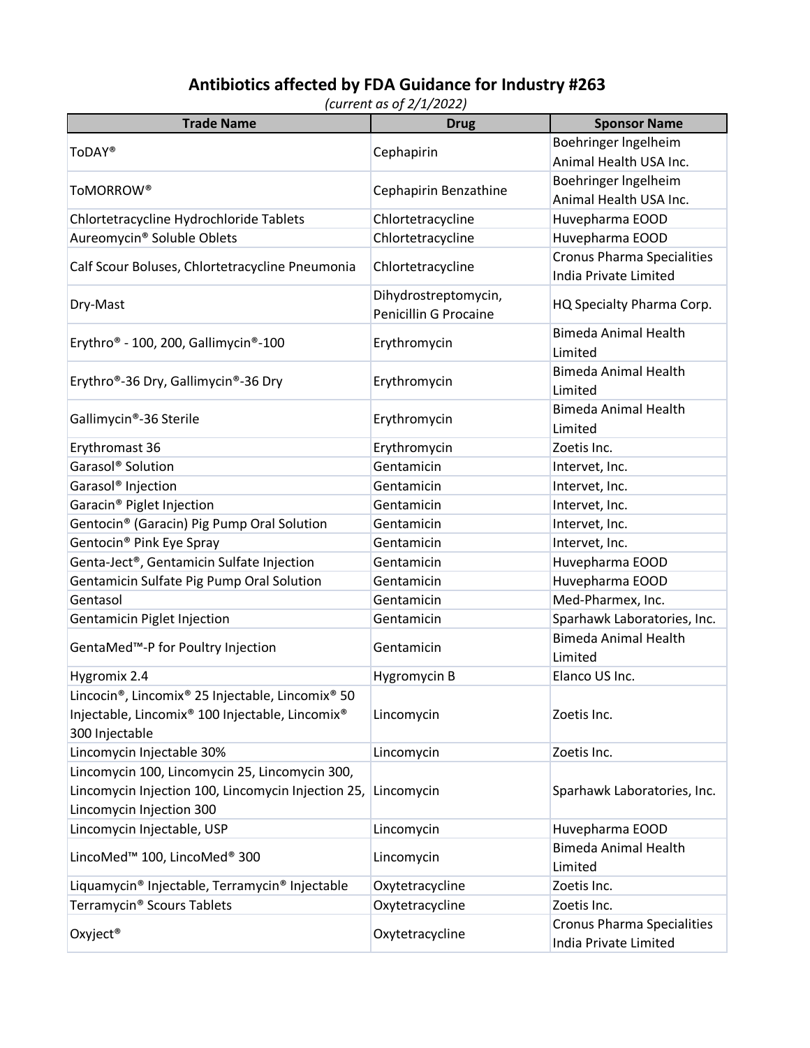# Antibiotics affected by FDA Guidance for Industry #263

*(current as of 2/1/2022)*

| Trade Name | Drug | Sponsor Name |
| --- | --- | --- |
| ToDAY® | Cephapirin | Boehringer Ingelheim Animal Health USA Inc. |
| ToMORROW® | Cephapirin Benzathine | Boehringer Ingelheim Animal Health USA Inc. |
| Chlortetracycline Hydrochloride Tablets | Chlortetracycline | Huvepharma EOOD |
| Aureomycin® Soluble Oblets | Chlortetracycline | Huvepharma EOOD |
| Calf Scour Boluses, Chlortetracycline Pneumonia | Chlortetracycline | Cronus Pharma Specialities India Private Limited |
| Dry-Mast | Dihydrostreptomycin, Penicillin G Procaine | HQ Specialty Pharma Corp. |
| Erythro® - 100, 200, Gallimycin®-100 | Erythromycin | Bimeda Animal Health Limited |
| Erythro®-36 Dry, Gallimycin®-36 Dry | Erythromycin | Bimeda Animal Health Limited |
| Gallimycin®-36 Sterile | Erythromycin | Bimeda Animal Health Limited |
| Erythromast 36 | Erythromycin | Zoetis Inc. |
| Garasol® Solution | Gentamicin | Intervet, Inc. |
| Garasol® Injection | Gentamicin | Intervet, Inc. |
| Garacin® Piglet Injection | Gentamicin | Intervet, Inc. |
| Gentocin® (Garacin) Pig Pump Oral Solution | Gentamicin | Intervet, Inc. |
| Gentocin® Pink Eye Spray | Gentamicin | Intervet, Inc. |
| Genta-Ject®, Gentamicin Sulfate Injection | Gentamicin | Huvepharma EOOD |
| Gentamicin Sulfate Pig Pump Oral Solution | Gentamicin | Huvepharma EOOD |
| Gentasol | Gentamicin | Med-Pharmex, Inc. |
| Gentamicin Piglet Injection | Gentamicin | Sparhawk Laboratories, Inc. |
| GentaMed™-P for Poultry Injection | Gentamicin | Bimeda Animal Health Limited |
| Hygromix 2.4 | Hygromycin B | Elanco US Inc. |
| Lincocin®, Lincomix® 25 Injectable, Lincomix® 50 Injectable, Lincomix® 100 Injectable, Lincomix® 300 Injectable | Lincomycin | Zoetis Inc. |
| Lincomycin Injectable 30% | Lincomycin | Zoetis Inc. |
| Lincomycin 100, Lincomycin 25, Lincomycin 300, Lincomycin Injection 100, Lincomycin Injection 25, Lincomycin Injection 300 | Lincomycin | Sparhawk Laboratories, Inc. |
| Lincomycin Injectable, USP | Lincomycin | Huvepharma EOOD |
| LincoMed™ 100, LincoMed® 300 | Lincomycin | Bimeda Animal Health Limited |
| Liquamycin® Injectable, Terramycin® Injectable | Oxytetracycline | Zoetis Inc. |
| Terramycin® Scours Tablets | Oxytetracycline | Zoetis Inc. |
| Oxyject® | Oxytetracycline | Cronus Pharma Specialities India Private Limited |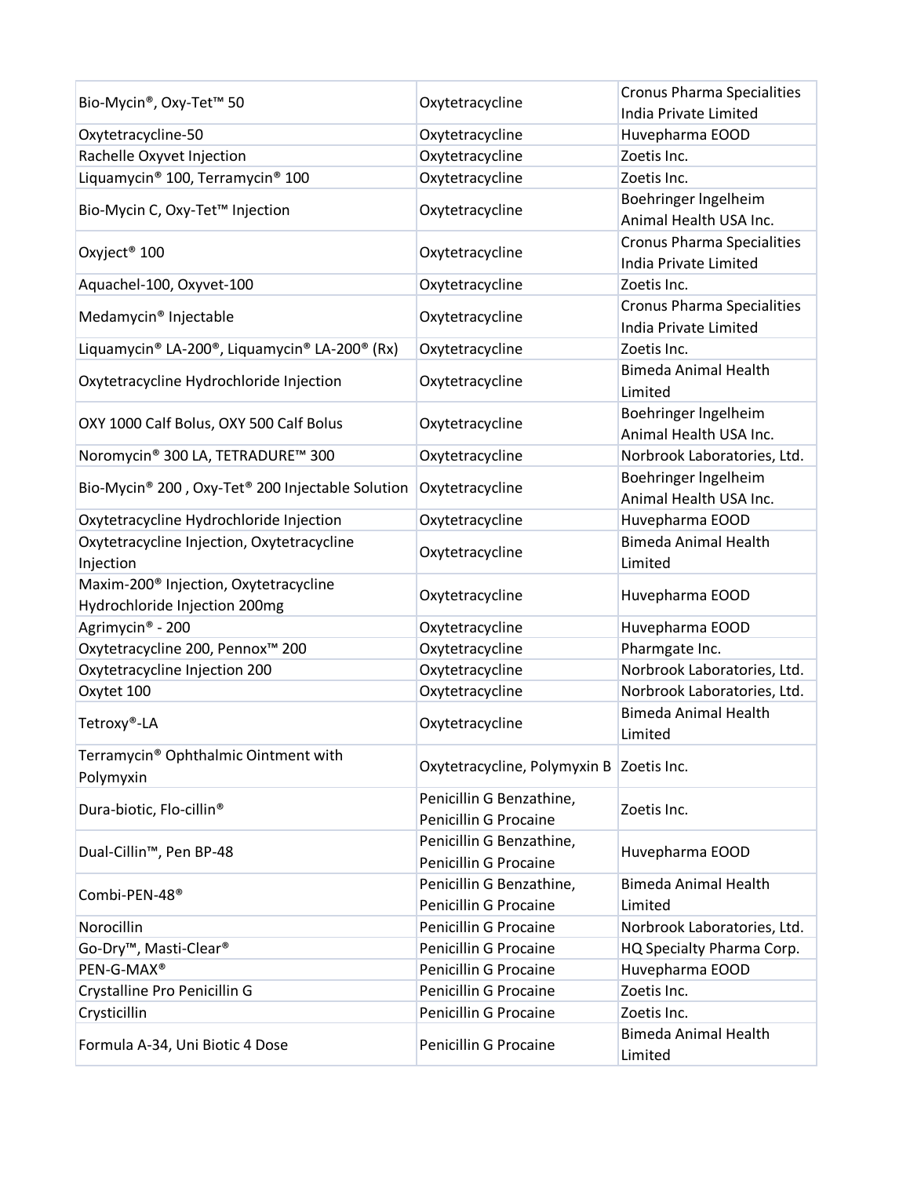| | | |
|---|---|---|
| Bio-Mycin®, Oxy-Tet™ 50 | Oxytetracycline | Cronus Pharma Specialities India Private Limited |
| Oxytetracycline-50 | Oxytetracycline | Huvepharma EOOD |
| Rachelle Oxyvet Injection | Oxytetracycline | Zoetis Inc. |
| Liquamycin® 100, Terramycin® 100 | Oxytetracycline | Zoetis Inc. |
| Bio-Mycin C, Oxy-Tet™ Injection | Oxytetracycline | Boehringer Ingelheim Animal Health USA Inc. |
| Oxyject® 100 | Oxytetracycline | Cronus Pharma Specialities India Private Limited |
| Aquachel-100, Oxyvet-100 | Oxytetracycline | Zoetis Inc. |
| Medamycin® Injectable | Oxytetracycline | Cronus Pharma Specialities India Private Limited |
| Liquamycin® LA-200®, Liquamycin® LA-200® (Rx) | Oxytetracycline | Zoetis Inc. |
| Oxytetracycline Hydrochloride Injection | Oxytetracycline | Bimeda Animal Health Limited |
| OXY 1000 Calf Bolus, OXY 500 Calf Bolus | Oxytetracycline | Boehringer Ingelheim Animal Health USA Inc. |
| Noromycin® 300 LA, TETRADURE™ 300 | Oxytetracycline | Norbrook Laboratories, Ltd. |
| Bio-Mycin® 200 , Oxy-Tet® 200 Injectable Solution | Oxytetracycline | Boehringer Ingelheim Animal Health USA Inc. |
| Oxytetracycline Hydrochloride Injection | Oxytetracycline | Huvepharma EOOD |
| Oxytetracycline Injection, Oxytetracycline Injection | Oxytetracycline | Bimeda Animal Health Limited |
| Maxim-200® Injection, Oxytetracycline Hydrochloride Injection 200mg | Oxytetracycline | Huvepharma EOOD |
| Agrimycin® - 200 | Oxytetracycline | Huvepharma EOOD |
| Oxytetracycline 200, Pennox™ 200 | Oxytetracycline | Pharmgate Inc. |
| Oxytetracycline Injection 200 | Oxytetracycline | Norbrook Laboratories, Ltd. |
| Oxytet 100 | Oxytetracycline | Norbrook Laboratories, Ltd. |
| Tetroxy®-LA | Oxytetracycline | Bimeda Animal Health Limited |
| Terramycin® Ophthalmic Ointment with Polymyxin | Oxytetracycline, Polymyxin B | Zoetis Inc. |
| Dura-biotic, Flo-cillin® | Penicillin G Benzathine, Penicillin G Procaine | Zoetis Inc. |
| Dual-Cillin™, Pen BP-48 | Penicillin G Benzathine, Penicillin G Procaine | Huvepharma EOOD |
| Combi-PEN-48® | Penicillin G Benzathine, Penicillin G Procaine | Bimeda Animal Health Limited |
| Norocillin | Penicillin G Procaine | Norbrook Laboratories, Ltd. |
| Go-Dry™, Masti-Clear® | Penicillin G Procaine | HQ Specialty Pharma Corp. |
| PEN-G-MAX® | Penicillin G Procaine | Huvepharma EOOD |
| Crystalline Pro Penicillin G | Penicillin G Procaine | Zoetis Inc. |
| Crysticillin | Penicillin G Procaine | Zoetis Inc. |
| Formula A-34, Uni Biotic 4 Dose | Penicillin G Procaine | Bimeda Animal Health Limited |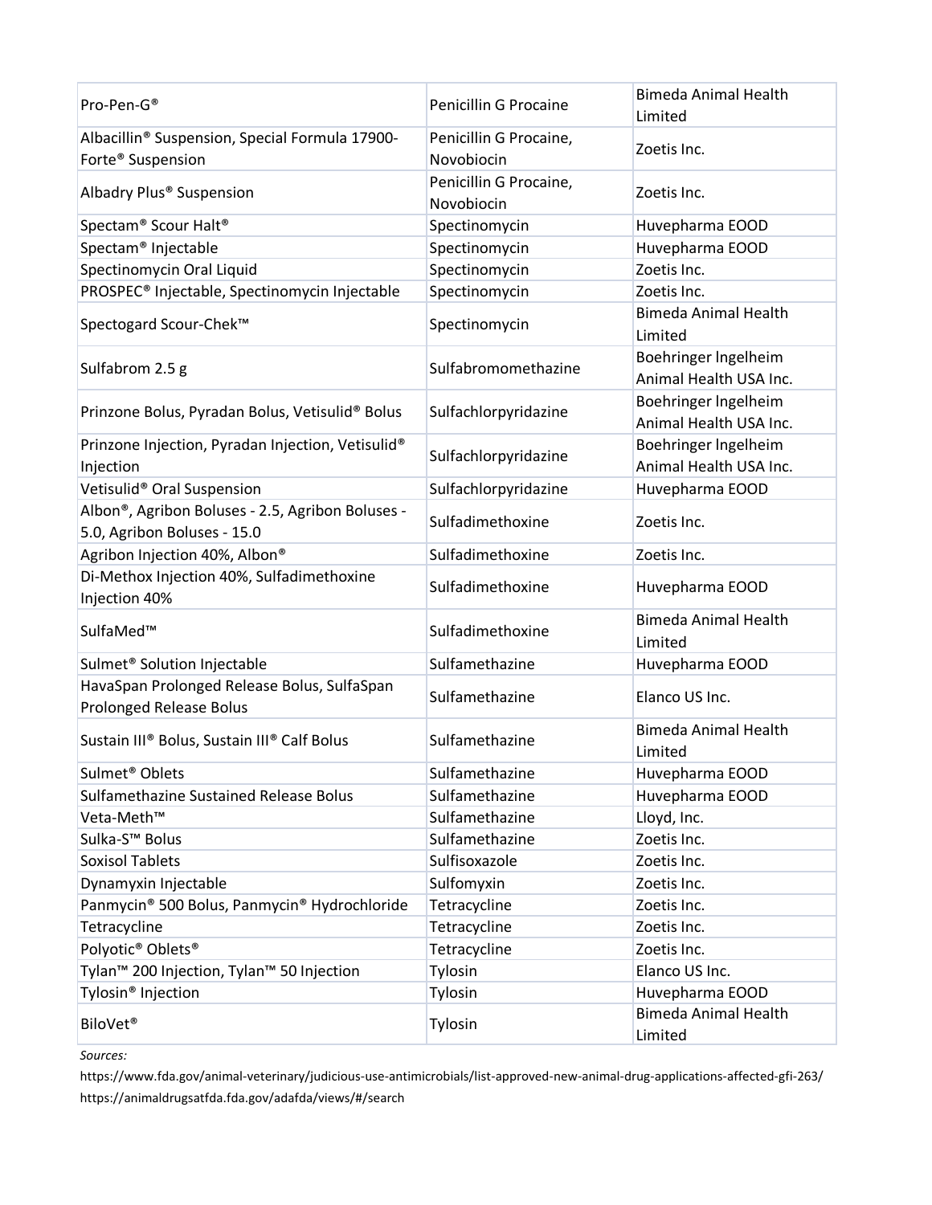| | | |
|---|---|---|
| Pro-Pen-G® | Penicillin G Procaine | Bimeda Animal Health Limited |
| Albacillin® Suspension, Special Formula 17900-Forte® Suspension | Penicillin G Procaine, Novobiocin | Zoetis Inc. |
| Albadry Plus® Suspension | Penicillin G Procaine, Novobiocin | Zoetis Inc. |
| Spectam® Scour Halt® | Spectinomycin | Huvepharma EOOD |
| Spectam® Injectable | Spectinomycin | Huvepharma EOOD |
| Spectinomycin Oral Liquid | Spectinomycin | Zoetis Inc. |
| PROSPEC® Injectable, Spectinomycin Injectable | Spectinomycin | Zoetis Inc. |
| Spectogard Scour-Chek™ | Spectinomycin | Bimeda Animal Health Limited |
| Sulfabrom 2.5 g | Sulfabromomethazine | Boehringer Ingelheim Animal Health USA Inc. |
| Prinzone Bolus, Pyradan Bolus, Vetisulid® Bolus | Sulfachlorpyridazine | Boehringer Ingelheim Animal Health USA Inc. |
| Prinzone Injection, Pyradan Injection, Vetisulid® Injection | Sulfachlorpyridazine | Boehringer Ingelheim Animal Health USA Inc. |
| Vetisulid® Oral Suspension | Sulfachlorpyridazine | Huvepharma EOOD |
| Albon®, Agribon Boluses - 2.5, Agribon Boluses - 5.0, Agribon Boluses - 15.0 | Sulfadimethoxine | Zoetis Inc. |
| Agribon Injection 40%, Albon® | Sulfadimethoxine | Zoetis Inc. |
| Di-Methox Injection 40%, Sulfadimethoxine Injection 40% | Sulfadimethoxine | Huvepharma EOOD |
| SulfaMed™ | Sulfadimethoxine | Bimeda Animal Health Limited |
| Sulmet® Solution Injectable | Sulfamethazine | Huvepharma EOOD |
| HavaSpan Prolonged Release Bolus, SulfaSpan Prolonged Release Bolus | Sulfamethazine | Elanco US Inc. |
| Sustain III® Bolus, Sustain III® Calf Bolus | Sulfamethazine | Bimeda Animal Health Limited |
| Sulmet® Oblets | Sulfamethazine | Huvepharma EOOD |
| Sulfamethazine Sustained Release Bolus | Sulfamethazine | Huvepharma EOOD |
| Veta-Meth™ | Sulfamethazine | Lloyd, Inc. |
| Sulka-S™ Bolus | Sulfamethazine | Zoetis Inc. |
| Soxisol Tablets | Sulfisoxazole | Zoetis Inc. |
| Dynamyxin Injectable | Sulfomyxin | Zoetis Inc. |
| Panmycin® 500 Bolus, Panmycin® Hydrochloride | Tetracycline | Zoetis Inc. |
| Tetracycline | Tetracycline | Zoetis Inc. |
| Polyotic® Oblets® | Tetracycline | Zoetis Inc. |
| Tylan™ 200 Injection, Tylan™ 50 Injection | Tylosin | Elanco US Inc. |
| Tylosin® Injection | Tylosin | Huvepharma EOOD |
| BiloVet® | Tylosin | Bimeda Animal Health Limited |

*Sources:*

https://www.fda.gov/animal-veterinary/judicious-use-antimicrobials/list-approved-new-animal-drug-applications-affected-gfi-263/

https://animaldrugsatfda.fda.gov/adafda/views/#/search